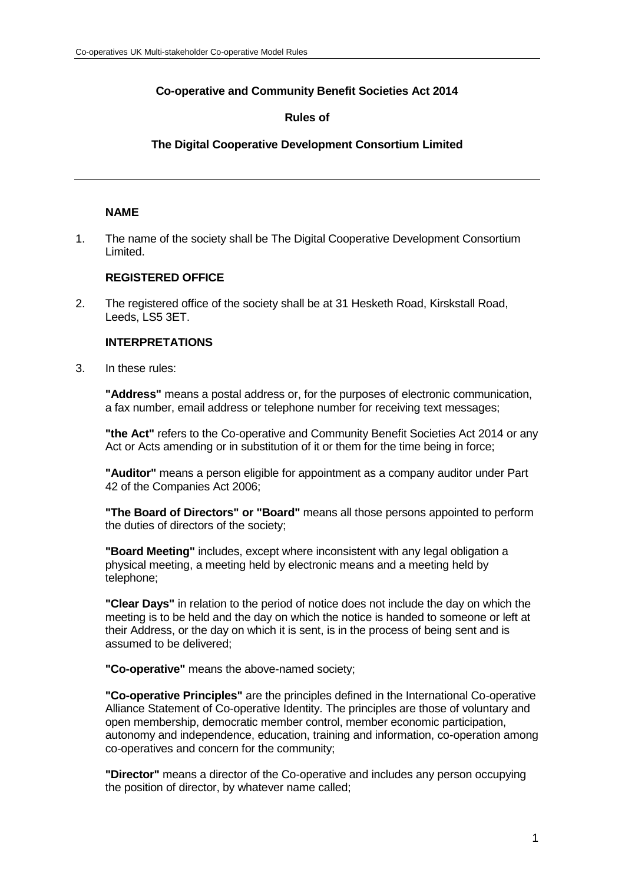**Co-operative and Community Benefit Societies Act 2014**

**Rules of**

**The Digital Cooperative Development Consortium Limited**

---

### NAME

1. The name of the society shall be The Digital Cooperative Development Consortium Limited.

### REGISTERED OFFICE

2. The registered office of the society shall be at 31 Hesketh Road, Kirskstall Road, Leeds, LS5 3ET.

### INTERPRETATIONS

3. In these rules:

   **"Address"** means a postal address or, for the purposes of electronic communication, a fax number, email address or telephone number for receiving text messages;

   **"the Act"** refers to the Co-operative and Community Benefit Societies Act 2014 or any Act or Acts amending or in substitution of it or them for the time being in force;

   **"Auditor"** means a person eligible for appointment as a company auditor under Part 42 of the Companies Act 2006;

   **"The Board of Directors" or "Board"** means all those persons appointed to perform the duties of directors of the society;

   **"Board Meeting"** includes, except where inconsistent with any legal obligation a physical meeting, a meeting held by electronic means and a meeting held by telephone;

   **"Clear Days"** in relation to the period of notice does not include the day on which the meeting is to be held and the day on which the notice is handed to someone or left at their Address, or the day on which it is sent, is in the process of being sent and is assumed to be delivered;

   **"Co-operative"** means the above-named society;

   **"Co-operative Principles"** are the principles defined in the International Co-operative Alliance Statement of Co-operative Identity. The principles are those of voluntary and open membership, democratic member control, member economic participation, autonomy and independence, education, training and information, co-operation among co-operatives and concern for the community;

   **"Director"** means a director of the Co-operative and includes any person occupying the position of director, by whatever name called;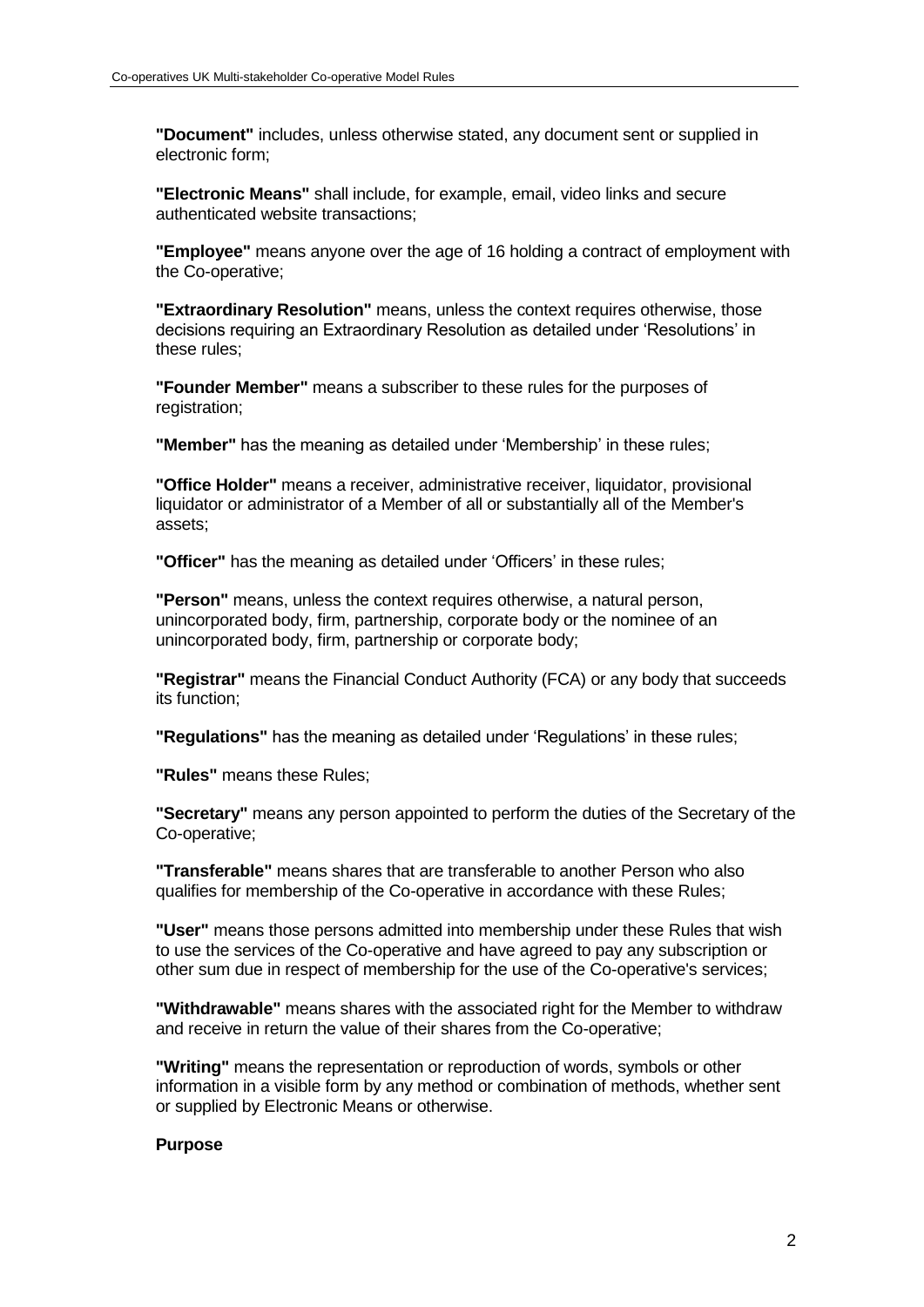**"Document"** includes, unless otherwise stated, any document sent or supplied in electronic form;

**"Electronic Means"** shall include, for example, email, video links and secure authenticated website transactions;

**"Employee"** means anyone over the age of 16 holding a contract of employment with the Co-operative;

**"Extraordinary Resolution"** means, unless the context requires otherwise, those decisions requiring an Extraordinary Resolution as detailed under 'Resolutions' in these rules;

**"Founder Member"** means a subscriber to these rules for the purposes of registration;

**"Member"** has the meaning as detailed under 'Membership' in these rules;

**"Office Holder"** means a receiver, administrative receiver, liquidator, provisional liquidator or administrator of a Member of all or substantially all of the Member's assets;

**"Officer"** has the meaning as detailed under 'Officers' in these rules;

**"Person"** means, unless the context requires otherwise, a natural person, unincorporated body, firm, partnership, corporate body or the nominee of an unincorporated body, firm, partnership or corporate body;

**"Registrar"** means the Financial Conduct Authority (FCA) or any body that succeeds its function;

**"Regulations"** has the meaning as detailed under 'Regulations' in these rules;

**"Rules"** means these Rules;

**"Secretary"** means any person appointed to perform the duties of the Secretary of the Co-operative;

**"Transferable"** means shares that are transferable to another Person who also qualifies for membership of the Co-operative in accordance with these Rules;

**"User"** means those persons admitted into membership under these Rules that wish to use the services of the Co-operative and have agreed to pay any subscription or other sum due in respect of membership for the use of the Co-operative's services;

**"Withdrawable"** means shares with the associated right for the Member to withdraw and receive in return the value of their shares from the Co-operative;

**"Writing"** means the representation or reproduction of words, symbols or other information in a visible form by any method or combination of methods, whether sent or supplied by Electronic Means or otherwise.

**Purpose**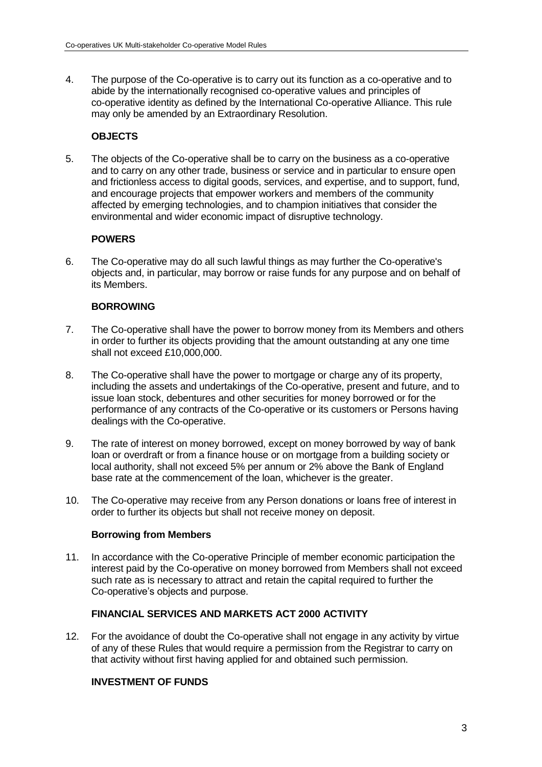4. The purpose of the Co-operative is to carry out its function as a co-operative and to abide by the internationally recognised co-operative values and principles of co-operative identity as defined by the International Co-operative Alliance. This rule may only be amended by an Extraordinary Resolution.

## OBJECTS

5. The objects of the Co-operative shall be to carry on the business as a co-operative and to carry on any other trade, business or service and in particular to ensure open and frictionless access to digital goods, services, and expertise, and to support, fund, and encourage projects that empower workers and members of the community affected by emerging technologies, and to champion initiatives that consider the environmental and wider economic impact of disruptive technology.

## POWERS

6. The Co-operative may do all such lawful things as may further the Co-operative's objects and, in particular, may borrow or raise funds for any purpose and on behalf of its Members.

## BORROWING

7. The Co-operative shall have the power to borrow money from its Members and others in order to further its objects providing that the amount outstanding at any one time shall not exceed £10,000,000.

8. The Co-operative shall have the power to mortgage or charge any of its property, including the assets and undertakings of the Co-operative, present and future, and to issue loan stock, debentures and other securities for money borrowed or for the performance of any contracts of the Co-operative or its customers or Persons having dealings with the Co-operative.

9. The rate of interest on money borrowed, except on money borrowed by way of bank loan or overdraft or from a finance house or on mortgage from a building society or local authority, shall not exceed 5% per annum or 2% above the Bank of England base rate at the commencement of the loan, whichever is the greater.

10. The Co-operative may receive from any Person donations or loans free of interest in order to further its objects but shall not receive money on deposit.

### Borrowing from Members

11. In accordance with the Co-operative Principle of member economic participation the interest paid by the Co-operative on money borrowed from Members shall not exceed such rate as is necessary to attract and retain the capital required to further the Co-operative's objects and purpose.

## FINANCIAL SERVICES AND MARKETS ACT 2000 ACTIVITY

12. For the avoidance of doubt the Co-operative shall not engage in any activity by virtue of any of these Rules that would require a permission from the Registrar to carry on that activity without first having applied for and obtained such permission.

## INVESTMENT OF FUNDS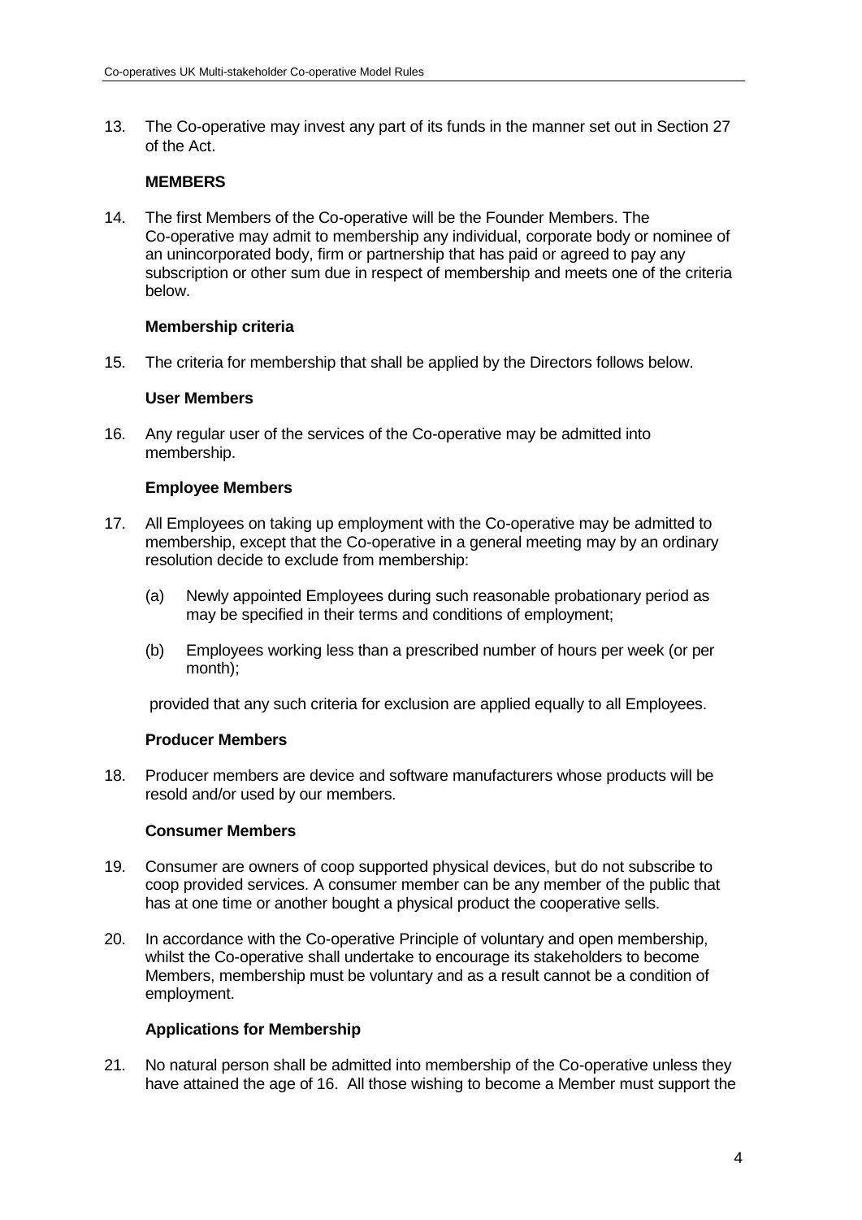13. The Co-operative may invest any part of its funds in the manner set out in Section 27 of the Act.

### MEMBERS

14. The first Members of the Co-operative will be the Founder Members. The Co-operative may admit to membership any individual, corporate body or nominee of an unincorporated body, firm or partnership that has paid or agreed to pay any subscription or other sum due in respect of membership and meets one of the criteria below.

### Membership criteria

15. The criteria for membership that shall be applied by the Directors follows below.

### User Members

16. Any regular user of the services of the Co-operative may be admitted into membership.

### Employee Members

17. All Employees on taking up employment with the Co-operative may be admitted to membership, except that the Co-operative in a general meeting may by an ordinary resolution decide to exclude from membership:

    (a) Newly appointed Employees during such reasonable probationary period as may be specified in their terms and conditions of employment;

    (b) Employees working less than a prescribed number of hours per week (or per month);

    provided that any such criteria for exclusion are applied equally to all Employees.

### Producer Members

18. Producer members are device and software manufacturers whose products will be resold and/or used by our members.

### Consumer Members

19. Consumer are owners of coop supported physical devices, but do not subscribe to coop provided services. A consumer member can be any member of the public that has at one time or another bought a physical product the cooperative sells.

20. In accordance with the Co-operative Principle of voluntary and open membership, whilst the Co-operative shall undertake to encourage its stakeholders to become Members, membership must be voluntary and as a result cannot be a condition of employment.

### Applications for Membership

21. No natural person shall be admitted into membership of the Co-operative unless they have attained the age of 16. All those wishing to become a Member must support the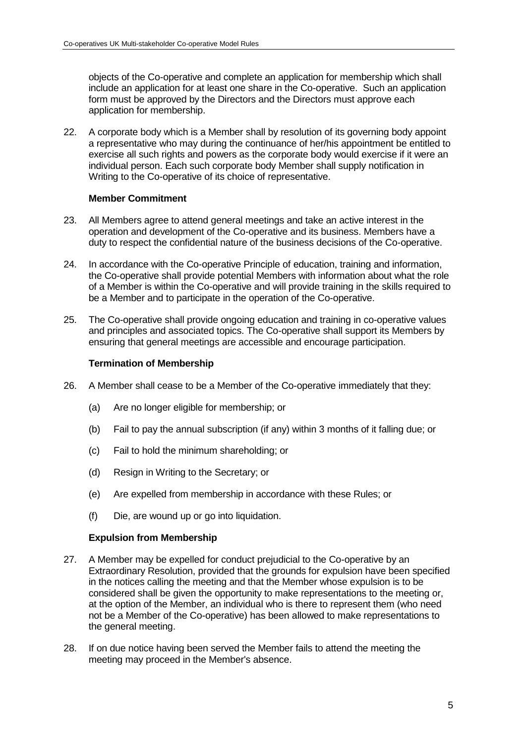objects of the Co-operative and complete an application for membership which shall include an application for at least one share in the Co-operative. Such an application form must be approved by the Directors and the Directors must approve each application for membership.

22. A corporate body which is a Member shall by resolution of its governing body appoint a representative who may during the continuance of her/his appointment be entitled to exercise all such rights and powers as the corporate body would exercise if it were an individual person. Each such corporate body Member shall supply notification in Writing to the Co-operative of its choice of representative.

**Member Commitment**

23. All Members agree to attend general meetings and take an active interest in the operation and development of the Co-operative and its business. Members have a duty to respect the confidential nature of the business decisions of the Co-operative.

24. In accordance with the Co-operative Principle of education, training and information, the Co-operative shall provide potential Members with information about what the role of a Member is within the Co-operative and will provide training in the skills required to be a Member and to participate in the operation of the Co-operative.

25. The Co-operative shall provide ongoing education and training in co-operative values and principles and associated topics. The Co-operative shall support its Members by ensuring that general meetings are accessible and encourage participation.

**Termination of Membership**

26. A Member shall cease to be a Member of the Co-operative immediately that they:

    (a) Are no longer eligible for membership; or

    (b) Fail to pay the annual subscription (if any) within 3 months of it falling due; or

    (c) Fail to hold the minimum shareholding; or

    (d) Resign in Writing to the Secretary; or

    (e) Are expelled from membership in accordance with these Rules; or

    (f) Die, are wound up or go into liquidation.

**Expulsion from Membership**

27. A Member may be expelled for conduct prejudicial to the Co-operative by an Extraordinary Resolution, provided that the grounds for expulsion have been specified in the notices calling the meeting and that the Member whose expulsion is to be considered shall be given the opportunity to make representations to the meeting or, at the option of the Member, an individual who is there to represent them (who need not be a Member of the Co-operative) has been allowed to make representations to the general meeting.

28. If on due notice having been served the Member fails to attend the meeting the meeting may proceed in the Member's absence.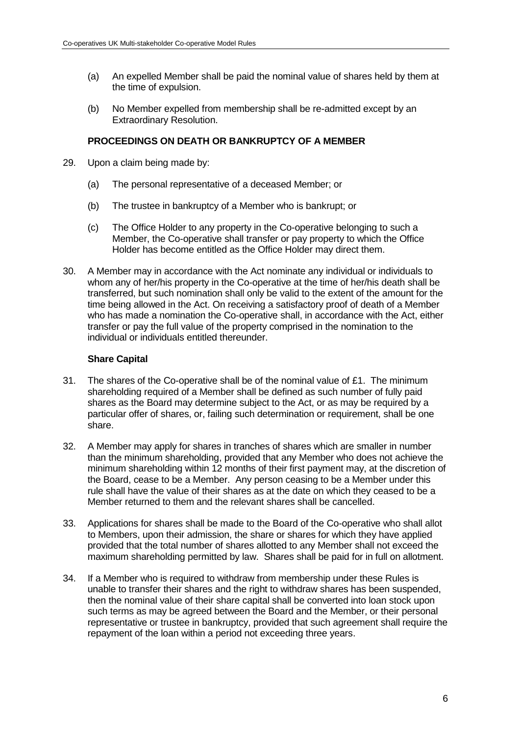(a) An expelled Member shall be paid the nominal value of shares held by them at the time of expulsion.

(b) No Member expelled from membership shall be re-admitted except by an Extraordinary Resolution.

### PROCEEDINGS ON DEATH OR BANKRUPTCY OF A MEMBER

29. Upon a claim being made by:

    (a) The personal representative of a deceased Member; or

    (b) The trustee in bankruptcy of a Member who is bankrupt; or

    (c) The Office Holder to any property in the Co-operative belonging to such a Member, the Co-operative shall transfer or pay property to which the Office Holder has become entitled as the Office Holder may direct them.

30. A Member may in accordance with the Act nominate any individual or individuals to whom any of her/his property in the Co-operative at the time of her/his death shall be transferred, but such nomination shall only be valid to the extent of the amount for the time being allowed in the Act. On receiving a satisfactory proof of death of a Member who has made a nomination the Co-operative shall, in accordance with the Act, either transfer or pay the full value of the property comprised in the nomination to the individual or individuals entitled thereunder.

### Share Capital

31. The shares of the Co-operative shall be of the nominal value of £1. The minimum shareholding required of a Member shall be defined as such number of fully paid shares as the Board may determine subject to the Act, or as may be required by a particular offer of shares, or, failing such determination or requirement, shall be one share.

32. A Member may apply for shares in tranches of shares which are smaller in number than the minimum shareholding, provided that any Member who does not achieve the minimum shareholding within 12 months of their first payment may, at the discretion of the Board, cease to be a Member. Any person ceasing to be a Member under this rule shall have the value of their shares as at the date on which they ceased to be a Member returned to them and the relevant shares shall be cancelled.

33. Applications for shares shall be made to the Board of the Co-operative who shall allot to Members, upon their admission, the share or shares for which they have applied provided that the total number of shares allotted to any Member shall not exceed the maximum shareholding permitted by law. Shares shall be paid for in full on allotment.

34. If a Member who is required to withdraw from membership under these Rules is unable to transfer their shares and the right to withdraw shares has been suspended, then the nominal value of their share capital shall be converted into loan stock upon such terms as may be agreed between the Board and the Member, or their personal representative or trustee in bankruptcy, provided that such agreement shall require the repayment of the loan within a period not exceeding three years.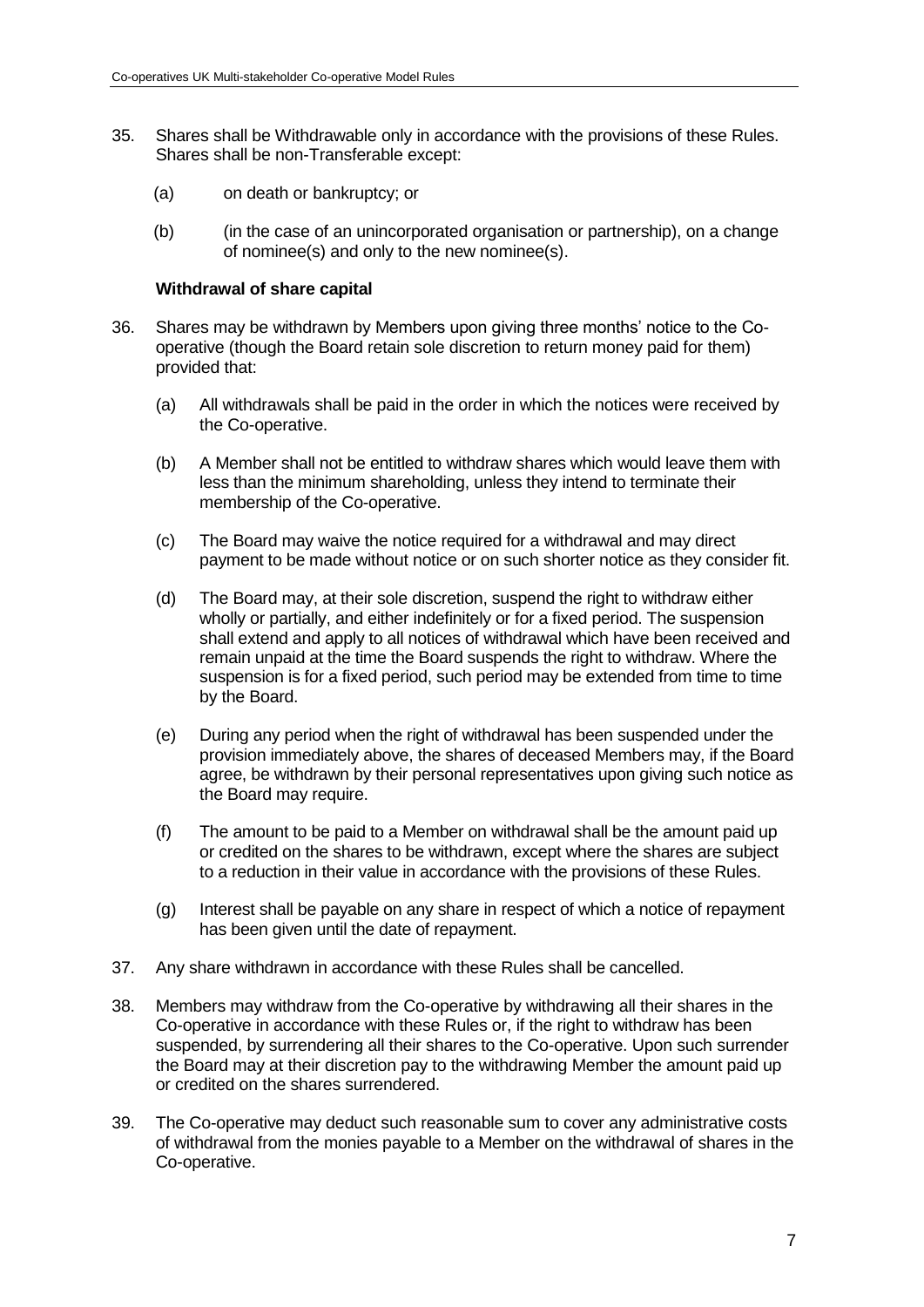35. Shares shall be Withdrawable only in accordance with the provisions of these Rules. Shares shall be non-Transferable except:

    (a) on death or bankruptcy; or

    (b) (in the case of an unincorporated organisation or partnership), on a change of nominee(s) and only to the new nominee(s).

**Withdrawal of share capital**

36. Shares may be withdrawn by Members upon giving three months' notice to the Co-operative (though the Board retain sole discretion to return money paid for them) provided that:

    (a) All withdrawals shall be paid in the order in which the notices were received by the Co-operative.

    (b) A Member shall not be entitled to withdraw shares which would leave them with less than the minimum shareholding, unless they intend to terminate their membership of the Co-operative.

    (c) The Board may waive the notice required for a withdrawal and may direct payment to be made without notice or on such shorter notice as they consider fit.

    (d) The Board may, at their sole discretion, suspend the right to withdraw either wholly or partially, and either indefinitely or for a fixed period. The suspension shall extend and apply to all notices of withdrawal which have been received and remain unpaid at the time the Board suspends the right to withdraw. Where the suspension is for a fixed period, such period may be extended from time to time by the Board.

    (e) During any period when the right of withdrawal has been suspended under the provision immediately above, the shares of deceased Members may, if the Board agree, be withdrawn by their personal representatives upon giving such notice as the Board may require.

    (f) The amount to be paid to a Member on withdrawal shall be the amount paid up or credited on the shares to be withdrawn, except where the shares are subject to a reduction in their value in accordance with the provisions of these Rules.

    (g) Interest shall be payable on any share in respect of which a notice of repayment has been given until the date of repayment.

37. Any share withdrawn in accordance with these Rules shall be cancelled.

38. Members may withdraw from the Co-operative by withdrawing all their shares in the Co-operative in accordance with these Rules or, if the right to withdraw has been suspended, by surrendering all their shares to the Co-operative. Upon such surrender the Board may at their discretion pay to the withdrawing Member the amount paid up or credited on the shares surrendered.

39. The Co-operative may deduct such reasonable sum to cover any administrative costs of withdrawal from the monies payable to a Member on the withdrawal of shares in the Co-operative.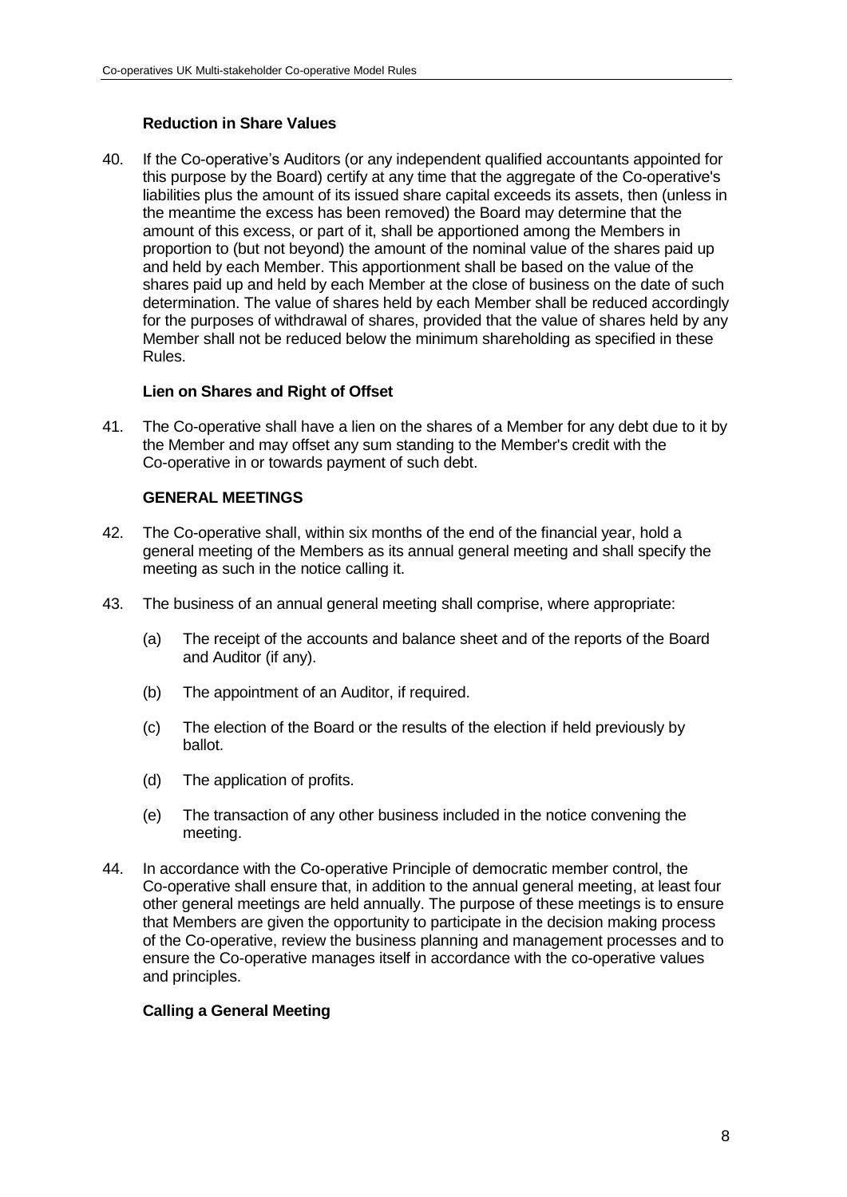### Reduction in Share Values

40. If the Co-operative's Auditors (or any independent qualified accountants appointed for this purpose by the Board) certify at any time that the aggregate of the Co-operative's liabilities plus the amount of its issued share capital exceeds its assets, then (unless in the meantime the excess has been removed) the Board may determine that the amount of this excess, or part of it, shall be apportioned among the Members in proportion to (but not beyond) the amount of the nominal value of the shares paid up and held by each Member. This apportionment shall be based on the value of the shares paid up and held by each Member at the close of business on the date of such determination. The value of shares held by each Member shall be reduced accordingly for the purposes of withdrawal of shares, provided that the value of shares held by any Member shall not be reduced below the minimum shareholding as specified in these Rules.

### Lien on Shares and Right of Offset

41. The Co-operative shall have a lien on the shares of a Member for any debt due to it by the Member and may offset any sum standing to the Member's credit with the Co-operative in or towards payment of such debt.

### GENERAL MEETINGS

42. The Co-operative shall, within six months of the end of the financial year, hold a general meeting of the Members as its annual general meeting and shall specify the meeting as such in the notice calling it.

43. The business of an annual general meeting shall comprise, where appropriate:

    (a) The receipt of the accounts and balance sheet and of the reports of the Board and Auditor (if any).

    (b) The appointment of an Auditor, if required.

    (c) The election of the Board or the results of the election if held previously by ballot.

    (d) The application of profits.

    (e) The transaction of any other business included in the notice convening the meeting.

44. In accordance with the Co-operative Principle of democratic member control, the Co-operative shall ensure that, in addition to the annual general meeting, at least four other general meetings are held annually. The purpose of these meetings is to ensure that Members are given the opportunity to participate in the decision making process of the Co-operative, review the business planning and management processes and to ensure the Co-operative manages itself in accordance with the co-operative values and principles.

### Calling a General Meeting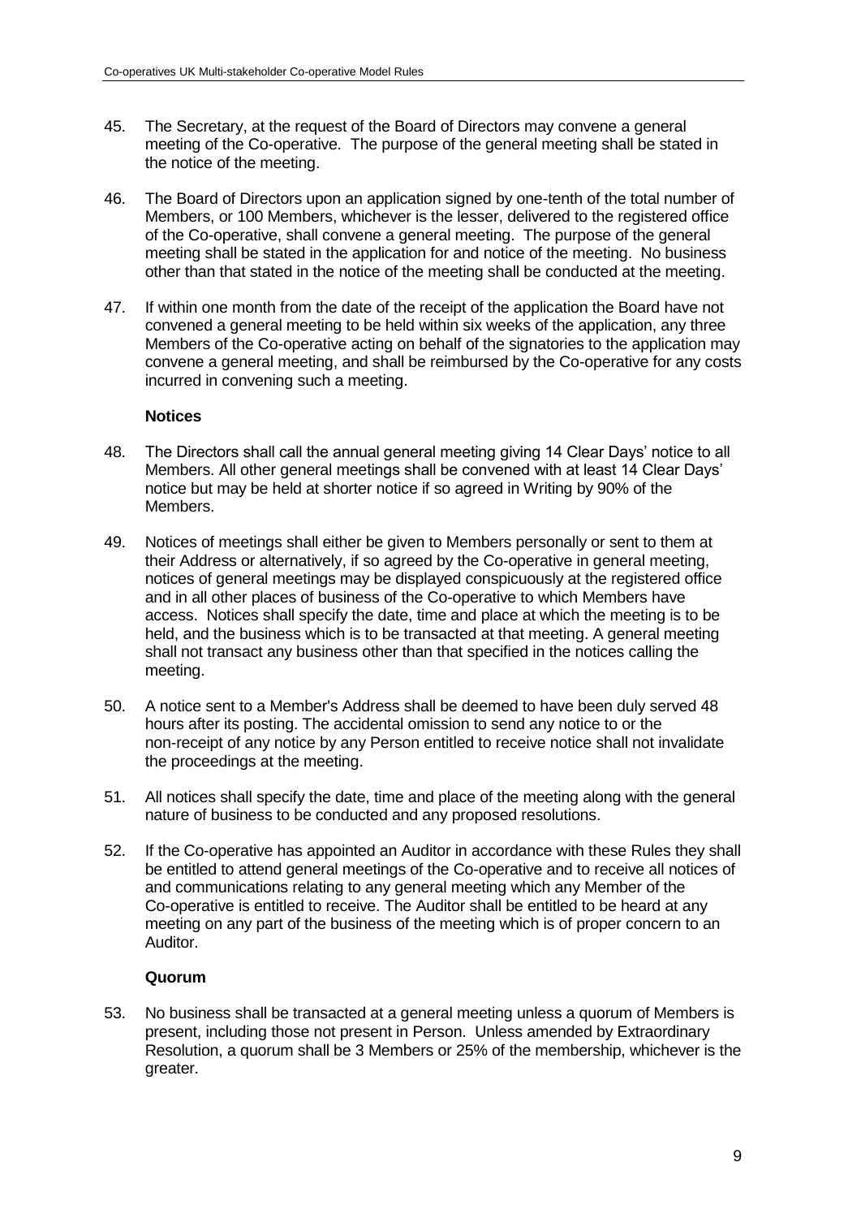45. The Secretary, at the request of the Board of Directors may convene a general meeting of the Co-operative. The purpose of the general meeting shall be stated in the notice of the meeting.

46. The Board of Directors upon an application signed by one-tenth of the total number of Members, or 100 Members, whichever is the lesser, delivered to the registered office of the Co-operative, shall convene a general meeting. The purpose of the general meeting shall be stated in the application for and notice of the meeting. No business other than that stated in the notice of the meeting shall be conducted at the meeting.

47. If within one month from the date of the receipt of the application the Board have not convened a general meeting to be held within six weeks of the application, any three Members of the Co-operative acting on behalf of the signatories to the application may convene a general meeting, and shall be reimbursed by the Co-operative for any costs incurred in convening such a meeting.

**Notices**

48. The Directors shall call the annual general meeting giving 14 Clear Days' notice to all Members. All other general meetings shall be convened with at least 14 Clear Days' notice but may be held at shorter notice if so agreed in Writing by 90% of the Members.

49. Notices of meetings shall either be given to Members personally or sent to them at their Address or alternatively, if so agreed by the Co-operative in general meeting, notices of general meetings may be displayed conspicuously at the registered office and in all other places of business of the Co-operative to which Members have access. Notices shall specify the date, time and place at which the meeting is to be held, and the business which is to be transacted at that meeting. A general meeting shall not transact any business other than that specified in the notices calling the meeting.

50. A notice sent to a Member's Address shall be deemed to have been duly served 48 hours after its posting. The accidental omission to send any notice to or the non-receipt of any notice by any Person entitled to receive notice shall not invalidate the proceedings at the meeting.

51. All notices shall specify the date, time and place of the meeting along with the general nature of business to be conducted and any proposed resolutions.

52. If the Co-operative has appointed an Auditor in accordance with these Rules they shall be entitled to attend general meetings of the Co-operative and to receive all notices of and communications relating to any general meeting which any Member of the Co-operative is entitled to receive. The Auditor shall be entitled to be heard at any meeting on any part of the business of the meeting which is of proper concern to an Auditor.

**Quorum**

53. No business shall be transacted at a general meeting unless a quorum of Members is present, including those not present in Person. Unless amended by Extraordinary Resolution, a quorum shall be 3 Members or 25% of the membership, whichever is the greater.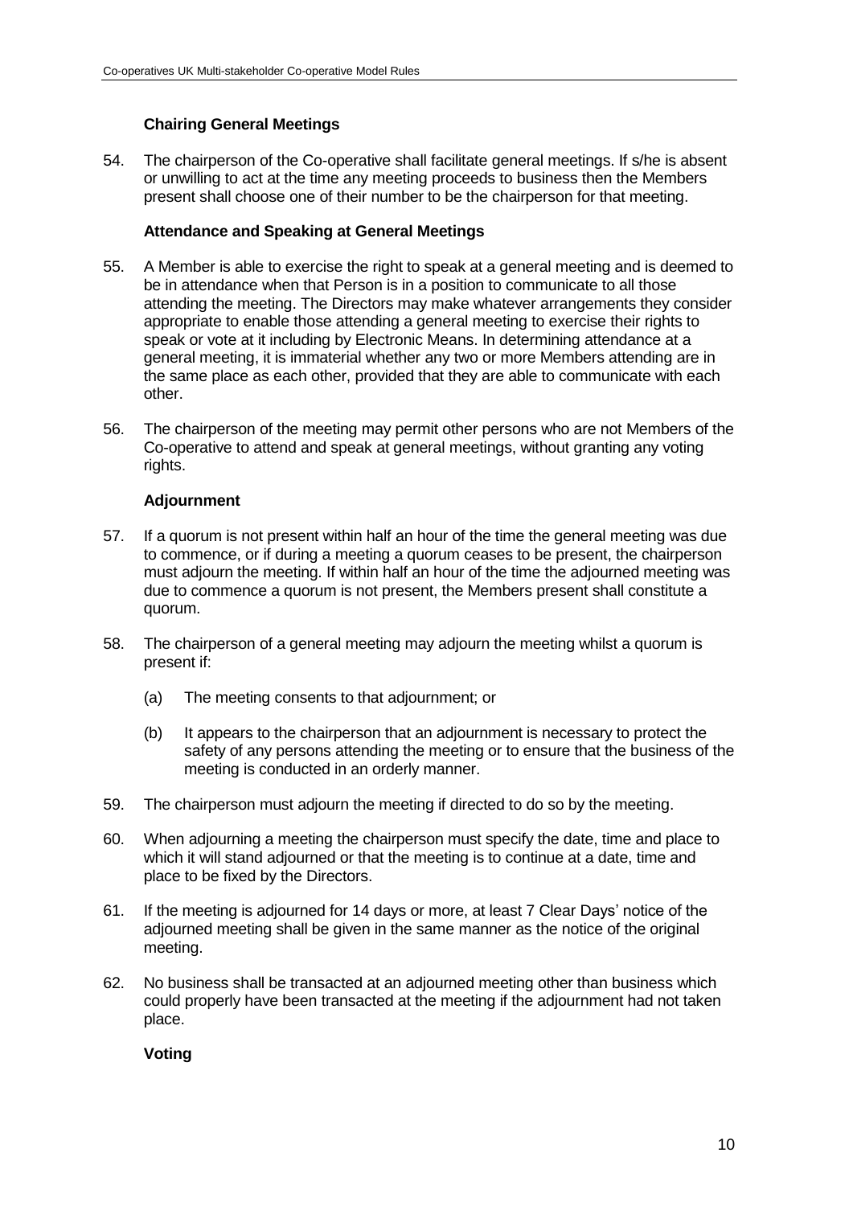### Chairing General Meetings

54. The chairperson of the Co-operative shall facilitate general meetings. If s/he is absent or unwilling to act at the time any meeting proceeds to business then the Members present shall choose one of their number to be the chairperson for that meeting.

### Attendance and Speaking at General Meetings

55. A Member is able to exercise the right to speak at a general meeting and is deemed to be in attendance when that Person is in a position to communicate to all those attending the meeting. The Directors may make whatever arrangements they consider appropriate to enable those attending a general meeting to exercise their rights to speak or vote at it including by Electronic Means. In determining attendance at a general meeting, it is immaterial whether any two or more Members attending are in the same place as each other, provided that they are able to communicate with each other.

56. The chairperson of the meeting may permit other persons who are not Members of the Co-operative to attend and speak at general meetings, without granting any voting rights.

### Adjournment

57. If a quorum is not present within half an hour of the time the general meeting was due to commence, or if during a meeting a quorum ceases to be present, the chairperson must adjourn the meeting. If within half an hour of the time the adjourned meeting was due to commence a quorum is not present, the Members present shall constitute a quorum.

58. The chairperson of a general meeting may adjourn the meeting whilst a quorum is present if:

    (a) The meeting consents to that adjournment; or

    (b) It appears to the chairperson that an adjournment is necessary to protect the safety of any persons attending the meeting or to ensure that the business of the meeting is conducted in an orderly manner.

59. The chairperson must adjourn the meeting if directed to do so by the meeting.

60. When adjourning a meeting the chairperson must specify the date, time and place to which it will stand adjourned or that the meeting is to continue at a date, time and place to be fixed by the Directors.

61. If the meeting is adjourned for 14 days or more, at least 7 Clear Days' notice of the adjourned meeting shall be given in the same manner as the notice of the original meeting.

62. No business shall be transacted at an adjourned meeting other than business which could properly have been transacted at the meeting if the adjournment had not taken place.

### Voting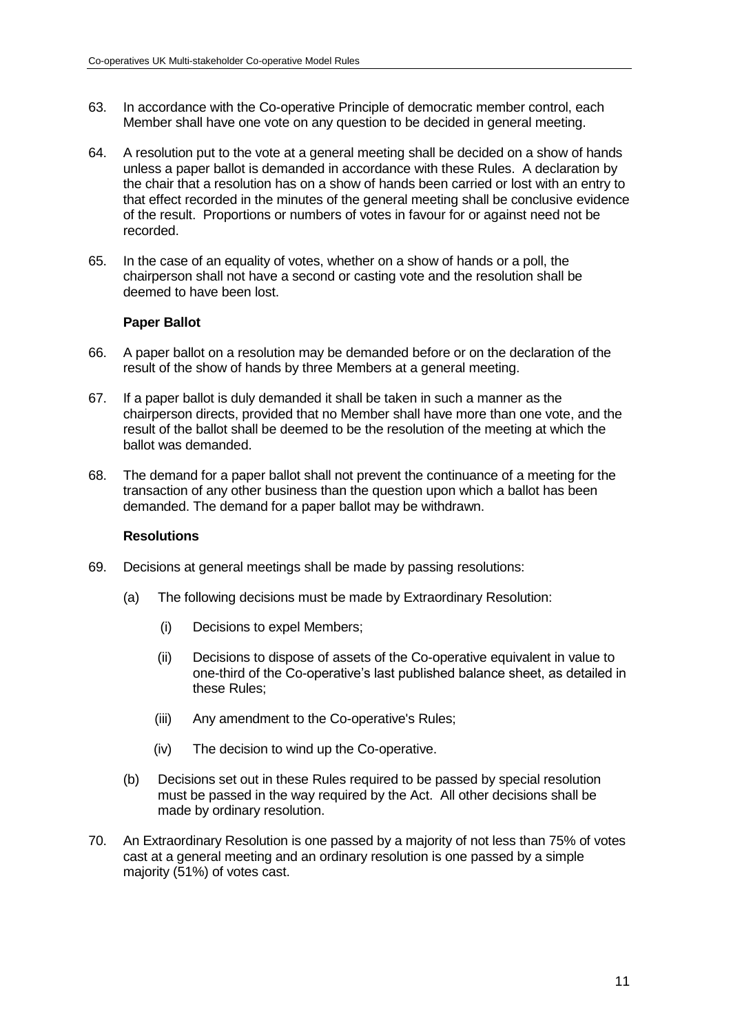63. In accordance with the Co-operative Principle of democratic member control, each Member shall have one vote on any question to be decided in general meeting.

64. A resolution put to the vote at a general meeting shall be decided on a show of hands unless a paper ballot is demanded in accordance with these Rules. A declaration by the chair that a resolution has on a show of hands been carried or lost with an entry to that effect recorded in the minutes of the general meeting shall be conclusive evidence of the result. Proportions or numbers of votes in favour for or against need not be recorded.

65. In the case of an equality of votes, whether on a show of hands or a poll, the chairperson shall not have a second or casting vote and the resolution shall be deemed to have been lost.

**Paper Ballot**

66. A paper ballot on a resolution may be demanded before or on the declaration of the result of the show of hands by three Members at a general meeting.

67. If a paper ballot is duly demanded it shall be taken in such a manner as the chairperson directs, provided that no Member shall have more than one vote, and the result of the ballot shall be deemed to be the resolution of the meeting at which the ballot was demanded.

68. The demand for a paper ballot shall not prevent the continuance of a meeting for the transaction of any other business than the question upon which a ballot has been demanded. The demand for a paper ballot may be withdrawn.

**Resolutions**

69. Decisions at general meetings shall be made by passing resolutions:

    (a) The following decisions must be made by Extraordinary Resolution:

        (i) Decisions to expel Members;

        (ii) Decisions to dispose of assets of the Co-operative equivalent in value to one-third of the Co-operative's last published balance sheet, as detailed in these Rules;

        (iii) Any amendment to the Co-operative's Rules;

        (iv) The decision to wind up the Co-operative.

    (b) Decisions set out in these Rules required to be passed by special resolution must be passed in the way required by the Act. All other decisions shall be made by ordinary resolution.

70. An Extraordinary Resolution is one passed by a majority of not less than 75% of votes cast at a general meeting and an ordinary resolution is one passed by a simple majority (51%) of votes cast.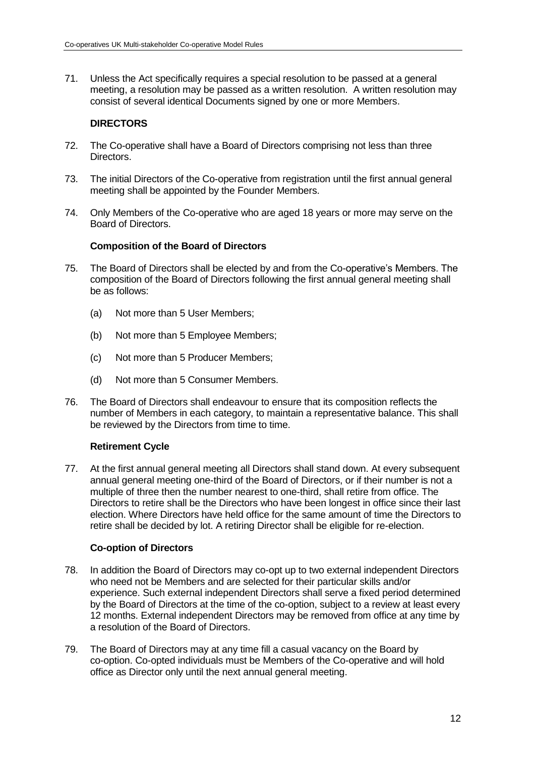71. Unless the Act specifically requires a special resolution to be passed at a general meeting, a resolution may be passed as a written resolution. A written resolution may consist of several identical Documents signed by one or more Members.

## DIRECTORS

72. The Co-operative shall have a Board of Directors comprising not less than three Directors.

73. The initial Directors of the Co-operative from registration until the first annual general meeting shall be appointed by the Founder Members.

74. Only Members of the Co-operative who are aged 18 years or more may serve on the Board of Directors.

### Composition of the Board of Directors

75. The Board of Directors shall be elected by and from the Co-operative's Members. The composition of the Board of Directors following the first annual general meeting shall be as follows:

    (a) Not more than 5 User Members;

    (b) Not more than 5 Employee Members;

    (c) Not more than 5 Producer Members;

    (d) Not more than 5 Consumer Members.

76. The Board of Directors shall endeavour to ensure that its composition reflects the number of Members in each category, to maintain a representative balance. This shall be reviewed by the Directors from time to time.

### Retirement Cycle

77. At the first annual general meeting all Directors shall stand down. At every subsequent annual general meeting one-third of the Board of Directors, or if their number is not a multiple of three then the number nearest to one-third, shall retire from office. The Directors to retire shall be the Directors who have been longest in office since their last election. Where Directors have held office for the same amount of time the Directors to retire shall be decided by lot. A retiring Director shall be eligible for re-election.

### Co-option of Directors

78. In addition the Board of Directors may co-opt up to two external independent Directors who need not be Members and are selected for their particular skills and/or experience. Such external independent Directors shall serve a fixed period determined by the Board of Directors at the time of the co-option, subject to a review at least every 12 months. External independent Directors may be removed from office at any time by a resolution of the Board of Directors.

79. The Board of Directors may at any time fill a casual vacancy on the Board by co-option. Co-opted individuals must be Members of the Co-operative and will hold office as Director only until the next annual general meeting.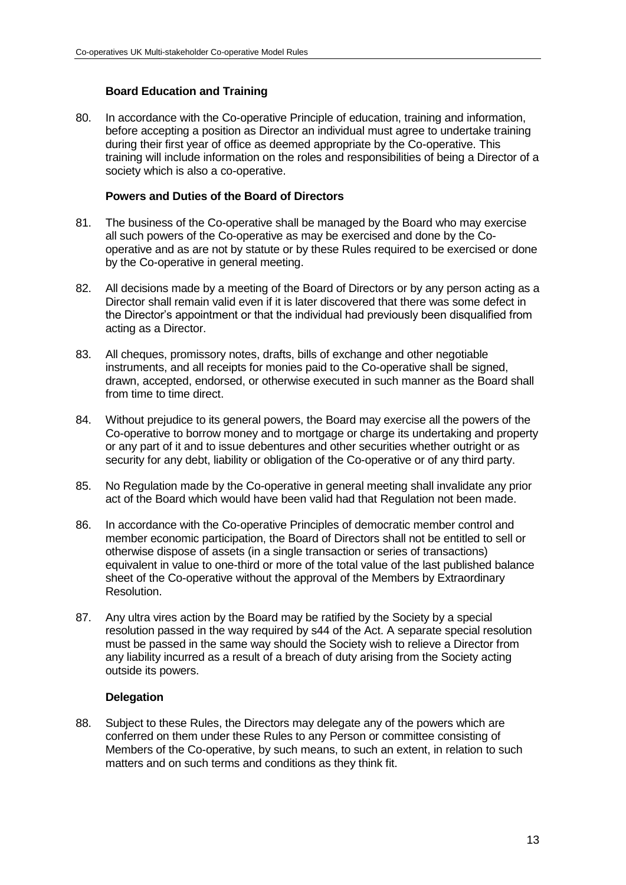### Board Education and Training

80. In accordance with the Co-operative Principle of education, training and information, before accepting a position as Director an individual must agree to undertake training during their first year of office as deemed appropriate by the Co-operative. This training will include information on the roles and responsibilities of being a Director of a society which is also a co-operative.

### Powers and Duties of the Board of Directors

81. The business of the Co-operative shall be managed by the Board who may exercise all such powers of the Co-operative as may be exercised and done by the Co-operative and as are not by statute or by these Rules required to be exercised or done by the Co-operative in general meeting.

82. All decisions made by a meeting of the Board of Directors or by any person acting as a Director shall remain valid even if it is later discovered that there was some defect in the Director's appointment or that the individual had previously been disqualified from acting as a Director.

83. All cheques, promissory notes, drafts, bills of exchange and other negotiable instruments, and all receipts for monies paid to the Co-operative shall be signed, drawn, accepted, endorsed, or otherwise executed in such manner as the Board shall from time to time direct.

84. Without prejudice to its general powers, the Board may exercise all the powers of the Co-operative to borrow money and to mortgage or charge its undertaking and property or any part of it and to issue debentures and other securities whether outright or as security for any debt, liability or obligation of the Co-operative or of any third party.

85. No Regulation made by the Co-operative in general meeting shall invalidate any prior act of the Board which would have been valid had that Regulation not been made.

86. In accordance with the Co-operative Principles of democratic member control and member economic participation, the Board of Directors shall not be entitled to sell or otherwise dispose of assets (in a single transaction or series of transactions) equivalent in value to one-third or more of the total value of the last published balance sheet of the Co-operative without the approval of the Members by Extraordinary Resolution.

87. Any ultra vires action by the Board may be ratified by the Society by a special resolution passed in the way required by s44 of the Act. A separate special resolution must be passed in the same way should the Society wish to relieve a Director from any liability incurred as a result of a breach of duty arising from the Society acting outside its powers.

### Delegation

88. Subject to these Rules, the Directors may delegate any of the powers which are conferred on them under these Rules to any Person or committee consisting of Members of the Co-operative, by such means, to such an extent, in relation to such matters and on such terms and conditions as they think fit.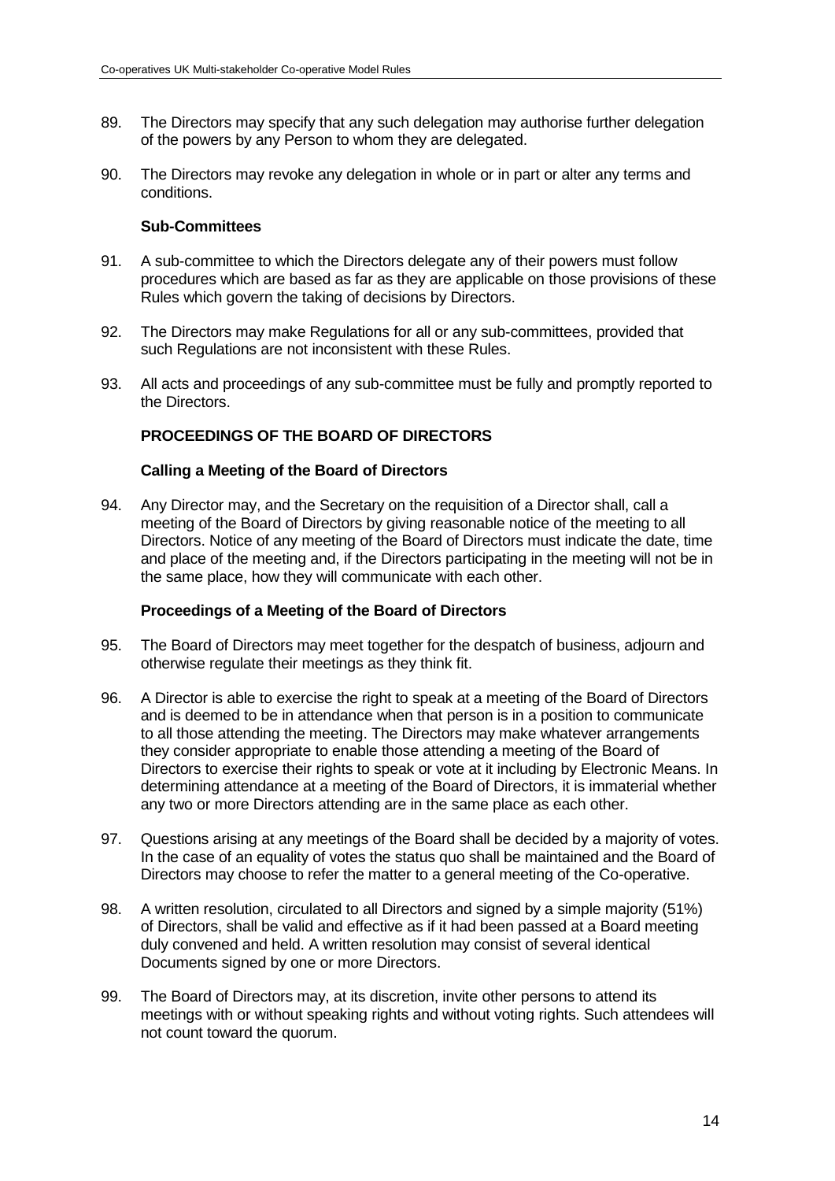89. The Directors may specify that any such delegation may authorise further delegation of the powers by any Person to whom they are delegated.

90. The Directors may revoke any delegation in whole or in part or alter any terms and conditions.

### Sub-Committees

91. A sub-committee to which the Directors delegate any of their powers must follow procedures which are based as far as they are applicable on those provisions of these Rules which govern the taking of decisions by Directors.

92. The Directors may make Regulations for all or any sub-committees, provided that such Regulations are not inconsistent with these Rules.

93. All acts and proceedings of any sub-committee must be fully and promptly reported to the Directors.

## PROCEEDINGS OF THE BOARD OF DIRECTORS

### Calling a Meeting of the Board of Directors

94. Any Director may, and the Secretary on the requisition of a Director shall, call a meeting of the Board of Directors by giving reasonable notice of the meeting to all Directors. Notice of any meeting of the Board of Directors must indicate the date, time and place of the meeting and, if the Directors participating in the meeting will not be in the same place, how they will communicate with each other.

### Proceedings of a Meeting of the Board of Directors

95. The Board of Directors may meet together for the despatch of business, adjourn and otherwise regulate their meetings as they think fit.

96. A Director is able to exercise the right to speak at a meeting of the Board of Directors and is deemed to be in attendance when that person is in a position to communicate to all those attending the meeting. The Directors may make whatever arrangements they consider appropriate to enable those attending a meeting of the Board of Directors to exercise their rights to speak or vote at it including by Electronic Means. In determining attendance at a meeting of the Board of Directors, it is immaterial whether any two or more Directors attending are in the same place as each other.

97. Questions arising at any meetings of the Board shall be decided by a majority of votes. In the case of an equality of votes the status quo shall be maintained and the Board of Directors may choose to refer the matter to a general meeting of the Co-operative.

98. A written resolution, circulated to all Directors and signed by a simple majority (51%) of Directors, shall be valid and effective as if it had been passed at a Board meeting duly convened and held. A written resolution may consist of several identical Documents signed by one or more Directors.

99. The Board of Directors may, at its discretion, invite other persons to attend its meetings with or without speaking rights and without voting rights. Such attendees will not count toward the quorum.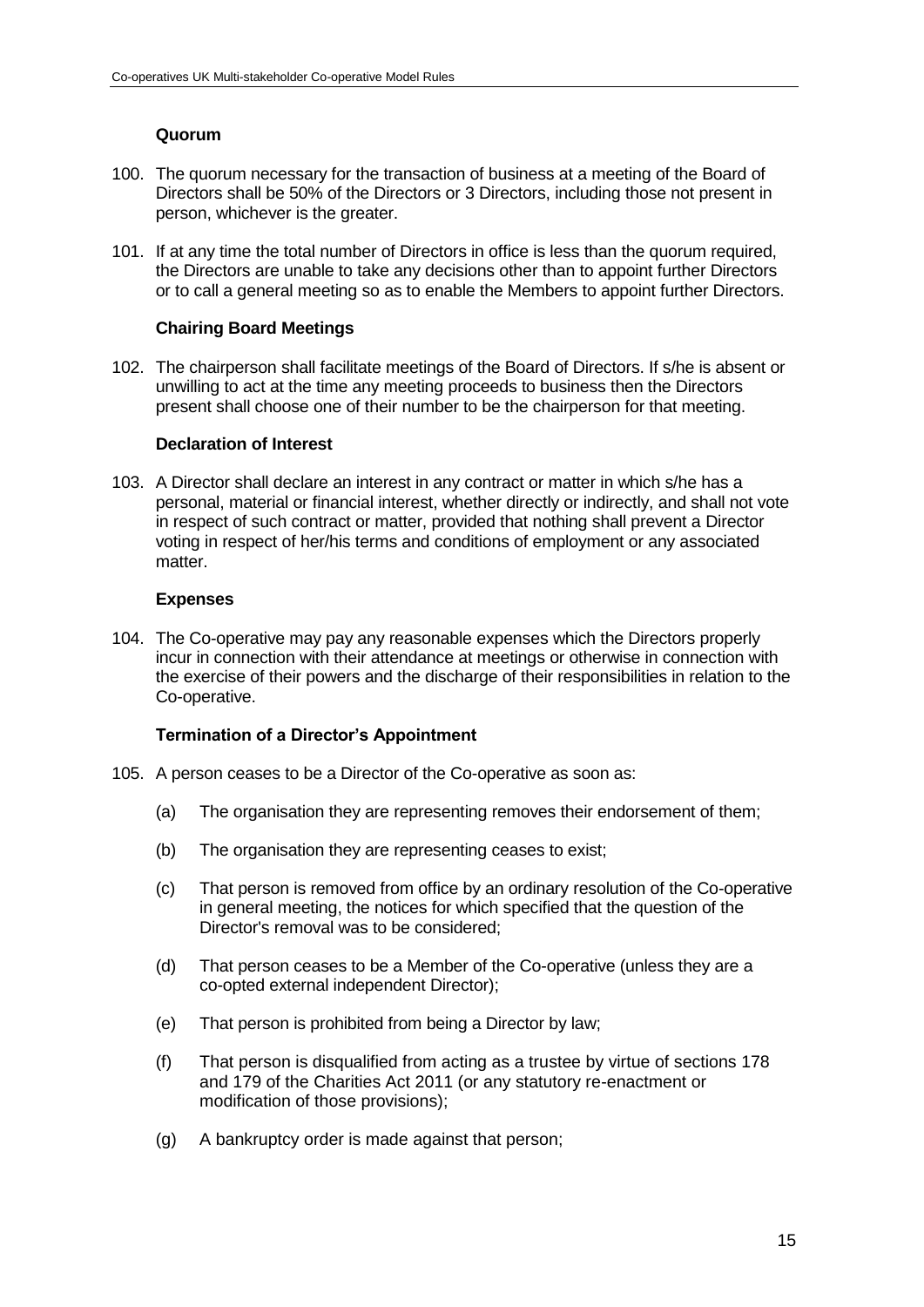### Quorum

100. The quorum necessary for the transaction of business at a meeting of the Board of Directors shall be 50% of the Directors or 3 Directors, including those not present in person, whichever is the greater.

101. If at any time the total number of Directors in office is less than the quorum required, the Directors are unable to take any decisions other than to appoint further Directors or to call a general meeting so as to enable the Members to appoint further Directors.

### Chairing Board Meetings

102. The chairperson shall facilitate meetings of the Board of Directors. If s/he is absent or unwilling to act at the time any meeting proceeds to business then the Directors present shall choose one of their number to be the chairperson for that meeting.

### Declaration of Interest

103. A Director shall declare an interest in any contract or matter in which s/he has a personal, material or financial interest, whether directly or indirectly, and shall not vote in respect of such contract or matter, provided that nothing shall prevent a Director voting in respect of her/his terms and conditions of employment or any associated matter.

### Expenses

104. The Co-operative may pay any reasonable expenses which the Directors properly incur in connection with their attendance at meetings or otherwise in connection with the exercise of their powers and the discharge of their responsibilities in relation to the Co-operative.

### Termination of a Director's Appointment

105. A person ceases to be a Director of the Co-operative as soon as:

    (a) The organisation they are representing removes their endorsement of them;

    (b) The organisation they are representing ceases to exist;

    (c) That person is removed from office by an ordinary resolution of the Co-operative in general meeting, the notices for which specified that the question of the Director's removal was to be considered;

    (d) That person ceases to be a Member of the Co-operative (unless they are a co-opted external independent Director);

    (e) That person is prohibited from being a Director by law;

    (f) That person is disqualified from acting as a trustee by virtue of sections 178 and 179 of the Charities Act 2011 (or any statutory re-enactment or modification of those provisions);

    (g) A bankruptcy order is made against that person;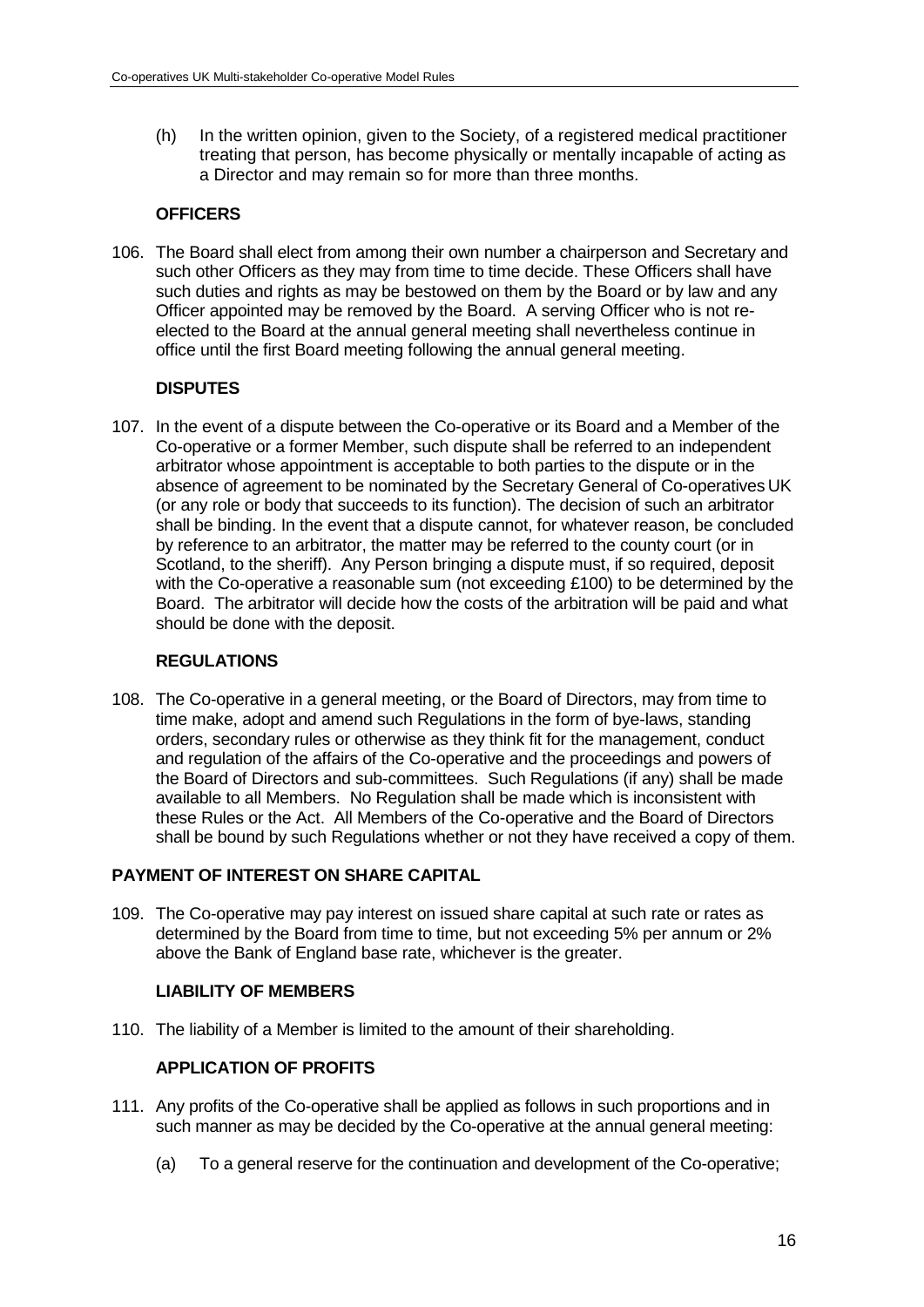(h) In the written opinion, given to the Society, of a registered medical practitioner treating that person, has become physically or mentally incapable of acting as a Director and may remain so for more than three months.

### OFFICERS

106. The Board shall elect from among their own number a chairperson and Secretary and such other Officers as they may from time to time decide. These Officers shall have such duties and rights as may be bestowed on them by the Board or by law and any Officer appointed may be removed by the Board. A serving Officer who is not re-elected to the Board at the annual general meeting shall nevertheless continue in office until the first Board meeting following the annual general meeting.

### DISPUTES

107. In the event of a dispute between the Co-operative or its Board and a Member of the Co-operative or a former Member, such dispute shall be referred to an independent arbitrator whose appointment is acceptable to both parties to the dispute or in the absence of agreement to be nominated by the Secretary General of Co-operatives UK (or any role or body that succeeds to its function). The decision of such an arbitrator shall be binding. In the event that a dispute cannot, for whatever reason, be concluded by reference to an arbitrator, the matter may be referred to the county court (or in Scotland, to the sheriff). Any Person bringing a dispute must, if so required, deposit with the Co-operative a reasonable sum (not exceeding £100) to be determined by the Board. The arbitrator will decide how the costs of the arbitration will be paid and what should be done with the deposit.

### REGULATIONS

108. The Co-operative in a general meeting, or the Board of Directors, may from time to time make, adopt and amend such Regulations in the form of bye-laws, standing orders, secondary rules or otherwise as they think fit for the management, conduct and regulation of the affairs of the Co-operative and the proceedings and powers of the Board of Directors and sub-committees. Such Regulations (if any) shall be made available to all Members. No Regulation shall be made which is inconsistent with these Rules or the Act. All Members of the Co-operative and the Board of Directors shall be bound by such Regulations whether or not they have received a copy of them.

### PAYMENT OF INTEREST ON SHARE CAPITAL

109. The Co-operative may pay interest on issued share capital at such rate or rates as determined by the Board from time to time, but not exceeding 5% per annum or 2% above the Bank of England base rate, whichever is the greater.

### LIABILITY OF MEMBERS

110. The liability of a Member is limited to the amount of their shareholding.

### APPLICATION OF PROFITS

111. Any profits of the Co-operative shall be applied as follows in such proportions and in such manner as may be decided by the Co-operative at the annual general meeting:

    (a) To a general reserve for the continuation and development of the Co-operative;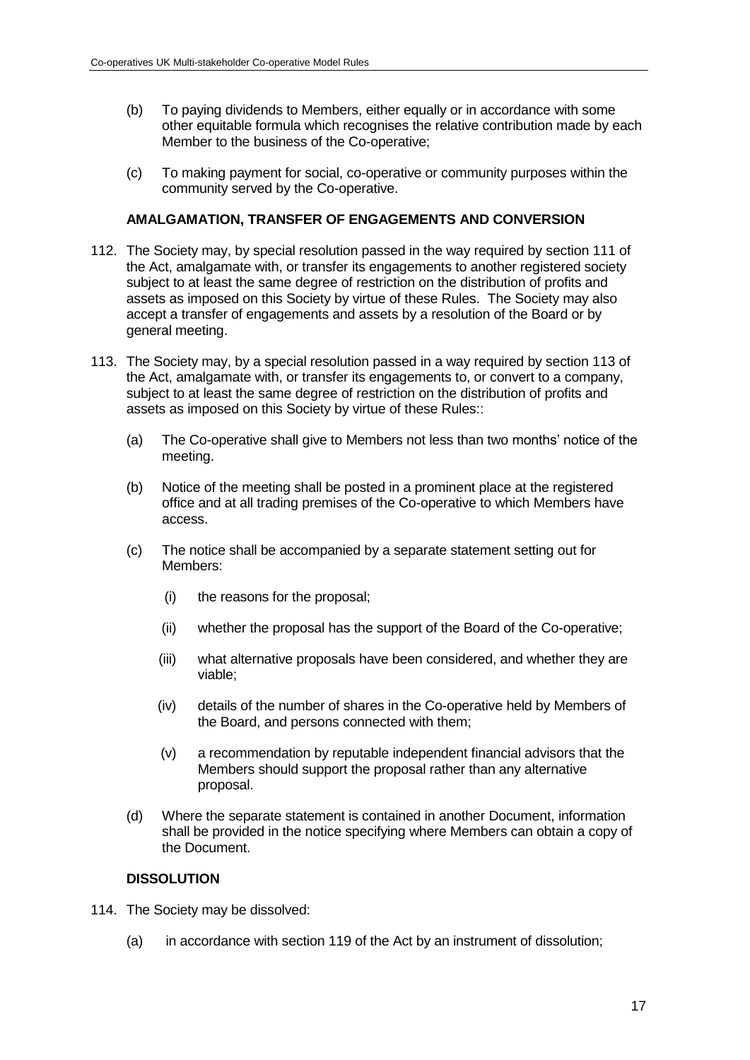(b) To paying dividends to Members, either equally or in accordance with some other equitable formula which recognises the relative contribution made by each Member to the business of the Co-operative;

(c) To making payment for social, co-operative or community purposes within the community served by the Co-operative.

### AMALGAMATION, TRANSFER OF ENGAGEMENTS AND CONVERSION

112. The Society may, by special resolution passed in the way required by section 111 of the Act, amalgamate with, or transfer its engagements to another registered society subject to at least the same degree of restriction on the distribution of profits and assets as imposed on this Society by virtue of these Rules. The Society may also accept a transfer of engagements and assets by a resolution of the Board or by general meeting.

113. The Society may, by a special resolution passed in a way required by section 113 of the Act, amalgamate with, or transfer its engagements to, or convert to a company, subject to at least the same degree of restriction on the distribution of profits and assets as imposed on this Society by virtue of these Rules::

    (a) The Co-operative shall give to Members not less than two months' notice of the meeting.

    (b) Notice of the meeting shall be posted in a prominent place at the registered office and at all trading premises of the Co-operative to which Members have access.

    (c) The notice shall be accompanied by a separate statement setting out for Members:

        (i) the reasons for the proposal;

        (ii) whether the proposal has the support of the Board of the Co-operative;

        (iii) what alternative proposals have been considered, and whether they are viable;

        (iv) details of the number of shares in the Co-operative held by Members of the Board, and persons connected with them;

        (v) a recommendation by reputable independent financial advisors that the Members should support the proposal rather than any alternative proposal.

    (d) Where the separate statement is contained in another Document, information shall be provided in the notice specifying where Members can obtain a copy of the Document.

### DISSOLUTION

114. The Society may be dissolved:

    (a) in accordance with section 119 of the Act by an instrument of dissolution;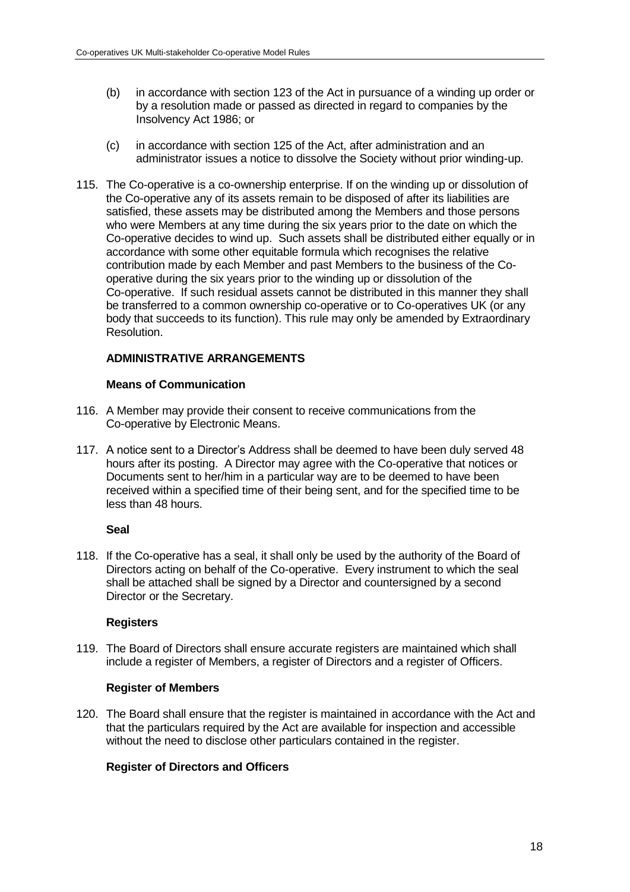(b) in accordance with section 123 of the Act in pursuance of a winding up order or by a resolution made or passed as directed in regard to companies by the Insolvency Act 1986; or

(c) in accordance with section 125 of the Act, after administration and an administrator issues a notice to dissolve the Society without prior winding-up.

115. The Co-operative is a co-ownership enterprise. If on the winding up or dissolution of the Co-operative any of its assets remain to be disposed of after its liabilities are satisfied, these assets may be distributed among the Members and those persons who were Members at any time during the six years prior to the date on which the Co-operative decides to wind up. Such assets shall be distributed either equally or in accordance with some other equitable formula which recognises the relative contribution made by each Member and past Members to the business of the Co-operative during the six years prior to the winding up or dissolution of the Co-operative. If such residual assets cannot be distributed in this manner they shall be transferred to a common ownership co-operative or to Co-operatives UK (or any body that succeeds to its function). This rule may only be amended by Extraordinary Resolution.

## ADMINISTRATIVE ARRANGEMENTS

### Means of Communication

116. A Member may provide their consent to receive communications from the Co-operative by Electronic Means.

117. A notice sent to a Director's Address shall be deemed to have been duly served 48 hours after its posting. A Director may agree with the Co-operative that notices or Documents sent to her/him in a particular way are to be deemed to have been received within a specified time of their being sent, and for the specified time to be less than 48 hours.

### Seal

118. If the Co-operative has a seal, it shall only be used by the authority of the Board of Directors acting on behalf of the Co-operative. Every instrument to which the seal shall be attached shall be signed by a Director and countersigned by a second Director or the Secretary.

### Registers

119. The Board of Directors shall ensure accurate registers are maintained which shall include a register of Members, a register of Directors and a register of Officers.

### Register of Members

120. The Board shall ensure that the register is maintained in accordance with the Act and that the particulars required by the Act are available for inspection and accessible without the need to disclose other particulars contained in the register.

### Register of Directors and Officers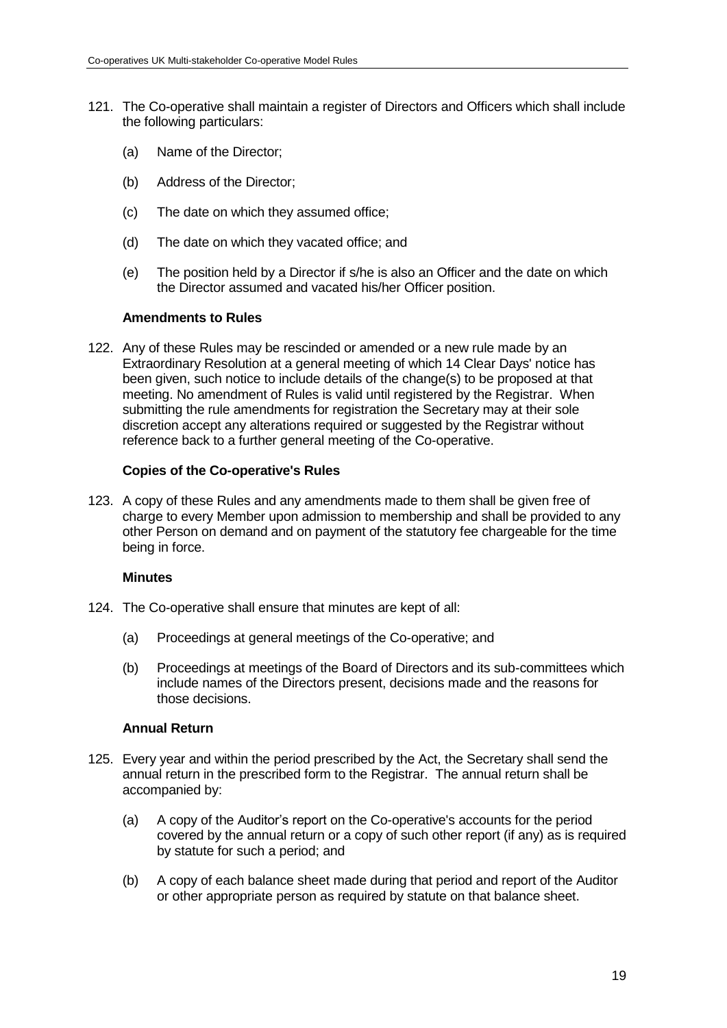121. The Co-operative shall maintain a register of Directors and Officers which shall include the following particulars:

    (a) Name of the Director;

    (b) Address of the Director;

    (c) The date on which they assumed office;

    (d) The date on which they vacated office; and

    (e) The position held by a Director if s/he is also an Officer and the date on which the Director assumed and vacated his/her Officer position.

### Amendments to Rules

122. Any of these Rules may be rescinded or amended or a new rule made by an Extraordinary Resolution at a general meeting of which 14 Clear Days' notice has been given, such notice to include details of the change(s) to be proposed at that meeting. No amendment of Rules is valid until registered by the Registrar. When submitting the rule amendments for registration the Secretary may at their sole discretion accept any alterations required or suggested by the Registrar without reference back to a further general meeting of the Co-operative.

### Copies of the Co-operative's Rules

123. A copy of these Rules and any amendments made to them shall be given free of charge to every Member upon admission to membership and shall be provided to any other Person on demand and on payment of the statutory fee chargeable for the time being in force.

### Minutes

124. The Co-operative shall ensure that minutes are kept of all:

    (a) Proceedings at general meetings of the Co-operative; and

    (b) Proceedings at meetings of the Board of Directors and its sub-committees which include names of the Directors present, decisions made and the reasons for those decisions.

### Annual Return

125. Every year and within the period prescribed by the Act, the Secretary shall send the annual return in the prescribed form to the Registrar. The annual return shall be accompanied by:

    (a) A copy of the Auditor's report on the Co-operative's accounts for the period covered by the annual return or a copy of such other report (if any) as is required by statute for such a period; and

    (b) A copy of each balance sheet made during that period and report of the Auditor or other appropriate person as required by statute on that balance sheet.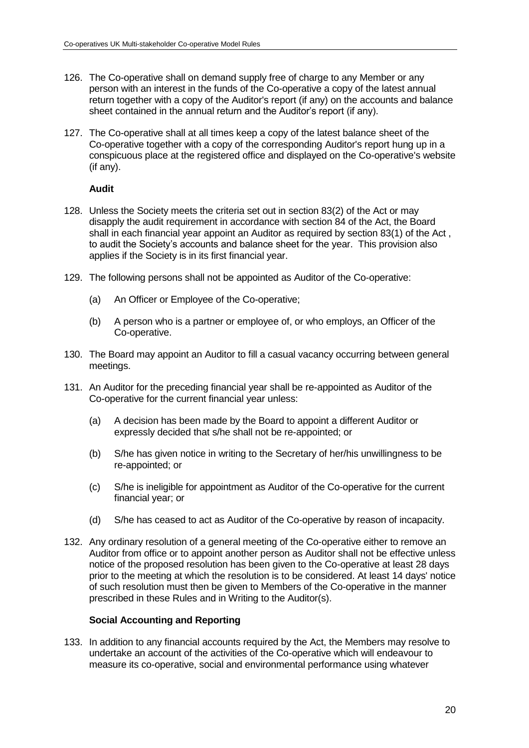126. The Co-operative shall on demand supply free of charge to any Member or any person with an interest in the funds of the Co-operative a copy of the latest annual return together with a copy of the Auditor's report (if any) on the accounts and balance sheet contained in the annual return and the Auditor's report (if any).

127. The Co-operative shall at all times keep a copy of the latest balance sheet of the Co-operative together with a copy of the corresponding Auditor's report hung up in a conspicuous place at the registered office and displayed on the Co-operative's website (if any).

**Audit**

128. Unless the Society meets the criteria set out in section 83(2) of the Act or may disapply the audit requirement in accordance with section 84 of the Act, the Board shall in each financial year appoint an Auditor as required by section 83(1) of the Act , to audit the Society's accounts and balance sheet for the year. This provision also applies if the Society is in its first financial year.

129. The following persons shall not be appointed as Auditor of the Co-operative:

    (a) An Officer or Employee of the Co-operative;

    (b) A person who is a partner or employee of, or who employs, an Officer of the Co-operative.

130. The Board may appoint an Auditor to fill a casual vacancy occurring between general meetings.

131. An Auditor for the preceding financial year shall be re-appointed as Auditor of the Co-operative for the current financial year unless:

    (a) A decision has been made by the Board to appoint a different Auditor or expressly decided that s/he shall not be re-appointed; or

    (b) S/he has given notice in writing to the Secretary of her/his unwillingness to be re-appointed; or

    (c) S/he is ineligible for appointment as Auditor of the Co-operative for the current financial year; or

    (d) S/he has ceased to act as Auditor of the Co-operative by reason of incapacity.

132. Any ordinary resolution of a general meeting of the Co-operative either to remove an Auditor from office or to appoint another person as Auditor shall not be effective unless notice of the proposed resolution has been given to the Co-operative at least 28 days prior to the meeting at which the resolution is to be considered. At least 14 days' notice of such resolution must then be given to Members of the Co-operative in the manner prescribed in these Rules and in Writing to the Auditor(s).

**Social Accounting and Reporting**

133. In addition to any financial accounts required by the Act, the Members may resolve to undertake an account of the activities of the Co-operative which will endeavour to measure its co-operative, social and environmental performance using whatever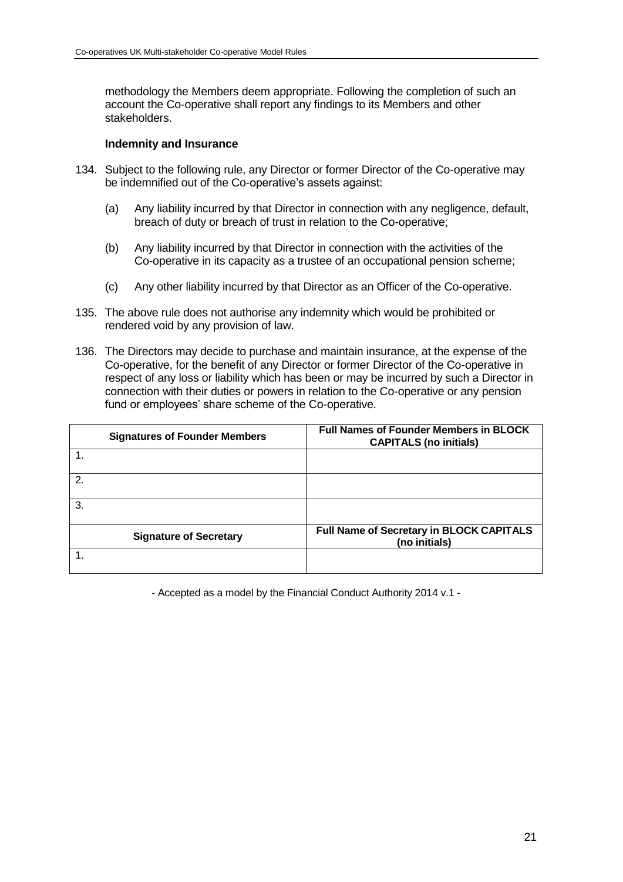methodology the Members deem appropriate. Following the completion of such an account the Co-operative shall report any findings to its Members and other stakeholders.

**Indemnity and Insurance**

134. Subject to the following rule, any Director or former Director of the Co-operative may be indemnified out of the Co-operative's assets against:

    (a) Any liability incurred by that Director in connection with any negligence, default, breach of duty or breach of trust in relation to the Co-operative;

    (b) Any liability incurred by that Director in connection with the activities of the Co-operative in its capacity as a trustee of an occupational pension scheme;

    (c) Any other liability incurred by that Director as an Officer of the Co-operative.

135. The above rule does not authorise any indemnity which would be prohibited or rendered void by any provision of law.

136. The Directors may decide to purchase and maintain insurance, at the expense of the Co-operative, for the benefit of any Director or former Director of the Co-operative in respect of any loss or liability which has been or may be incurred by such a Director in connection with their duties or powers in relation to the Co-operative or any pension fund or employees' share scheme of the Co-operative.

| **Signatures of Founder Members** | **Full Names of Founder Members in BLOCK CAPITALS (no initials)** |
|---|---|
| 1. | |
| 2. | |
| 3. | |
| **Signature of Secretary** | **Full Name of Secretary in BLOCK CAPITALS (no initials)** |
| 1. | |

- Accepted as a model by the Financial Conduct Authority 2014 v.1 -